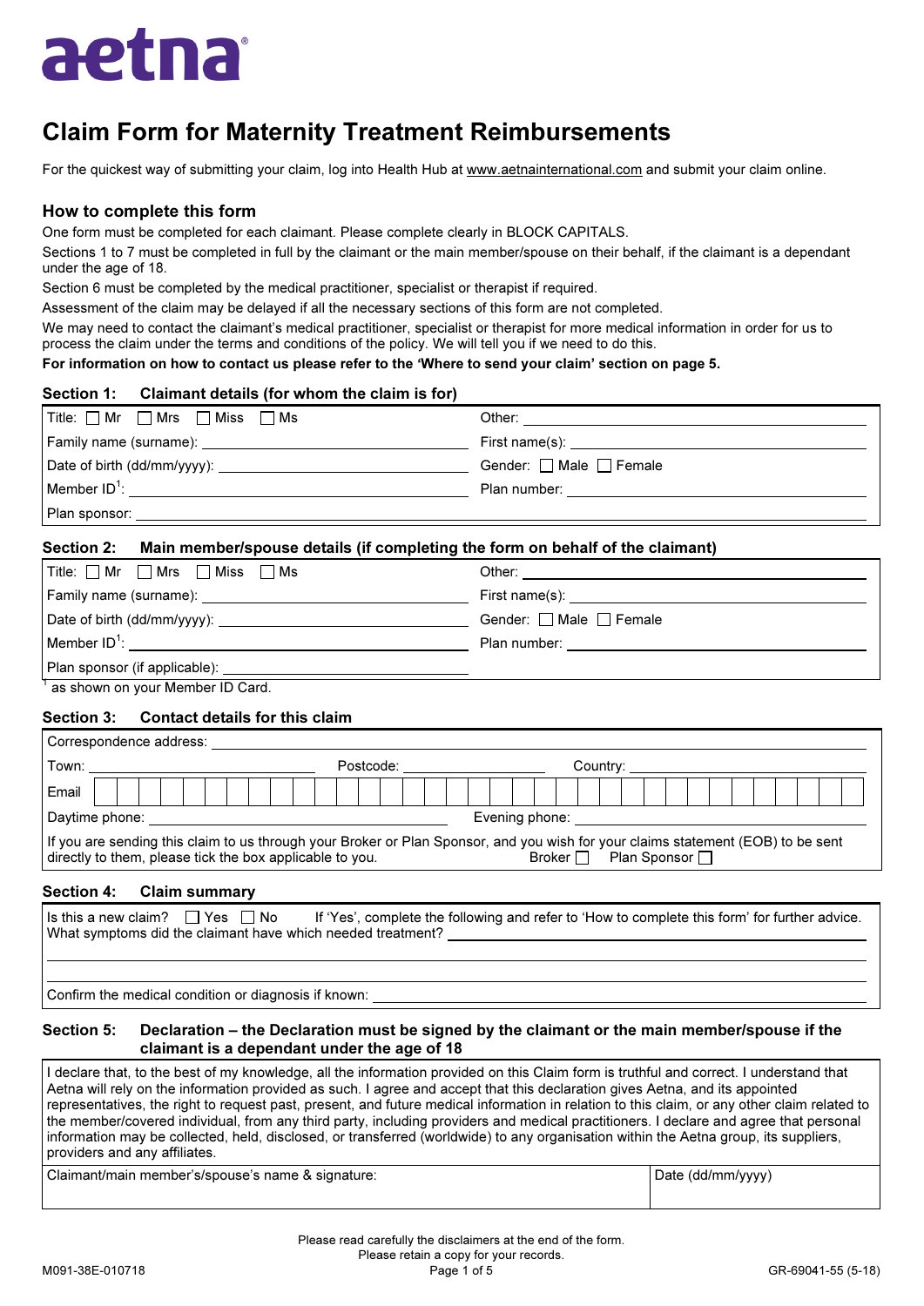aetna®

# Claim Form for Maternity Treatment Reimbursements

For the quickest way of submitting your claim, log into Health Hub at www.aetnainternational.com and submit your claim online.

## How to complete this form

One form must be completed for each claimant. Please complete clearly in BLOCK CAPITALS.

Sections 1 to 7 must be completed in full by the claimant or the main member/spouse on their behalf, if the claimant is a dependant under the age of 18.

Section 6 must be completed by the medical practitioner, specialist or therapist if required.

Assessment of the claim may be delayed if all the necessary sections of this form are not completed.

We may need to contact the claimant's medical practitioner, specialist or therapist for more medical information in order for us to process the claim under the terms and conditions of the policy. We will tell you if we need to do this.

**For information on how to contact us please refer to the 'Where to send your claim' section on page 5.**

### Section 1: Claimant details (for whom the claim is for)

| | |
|---|---|
| Title: ☐ Mr ☐ Mrs ☐ Miss ☐ Ms | Other: |
| Family name (surname): | First name(s): |
| Date of birth (dd/mm/yyyy): | Gender: ☐ Male ☐ Female |
| Member ID[1]: | Plan number: |
| Plan sponsor: | |

### Section 2: Main member/spouse details (if completing the form on behalf of the claimant)

| | |
|---|---|
| Title: ☐ Mr ☐ Mrs ☐ Miss ☐ Ms | Other: |
| Family name (surname): | First name(s): |
| Date of birth (dd/mm/yyyy): | Gender: ☐ Male ☐ Female |
| Member ID[1]: | Plan number: |
| Plan sponsor (if applicable): | |

[1] as shown on your Member ID Card.

### Section 3: Contact details for this claim

| | | |
|---|---|---|
| Correspondence address: | | |
| Town: | Postcode: | Country: |
| Email | | |
| Daytime phone: | Evening phone: | |

If you are sending this claim to us through your Broker or Plan Sponsor, and you wish for your claims statement (EOB) to be sent directly to them, please tick the box applicable to you. Broker ☐ Plan Sponsor ☐

### Section 4: Claim summary

Is this a new claim? ☐ Yes ☐ No If 'Yes', complete the following and refer to 'How to complete this form' for further advice.

What symptoms did the claimant have which needed treatment?

Confirm the medical condition or diagnosis if known:

### Section 5: Declaration – the Declaration must be signed by the claimant or the main member/spouse if the claimant is a dependant under the age of 18

I declare that, to the best of my knowledge, all the information provided on this Claim form is truthful and correct. I understand that Aetna will rely on the information provided as such. I agree and accept that this declaration gives Aetna, and its appointed representatives, the right to request past, present, and future medical information in relation to this claim, or any other claim related to the member/covered individual, from any third party, including providers and medical practitioners. I declare and agree that personal information may be collected, held, disclosed, or transferred (worldwide) to any organisation within the Aetna group, its suppliers, providers and any affiliates.

| Claimant/main member's/spouse's name & signature: | Date (dd/mm/yyyy) |
|---|---|
| | |

Please read carefully the disclaimers at the end of the form.

Please retain a copy for your records.

M091-38E-010718 GR-69041-55 (5-18)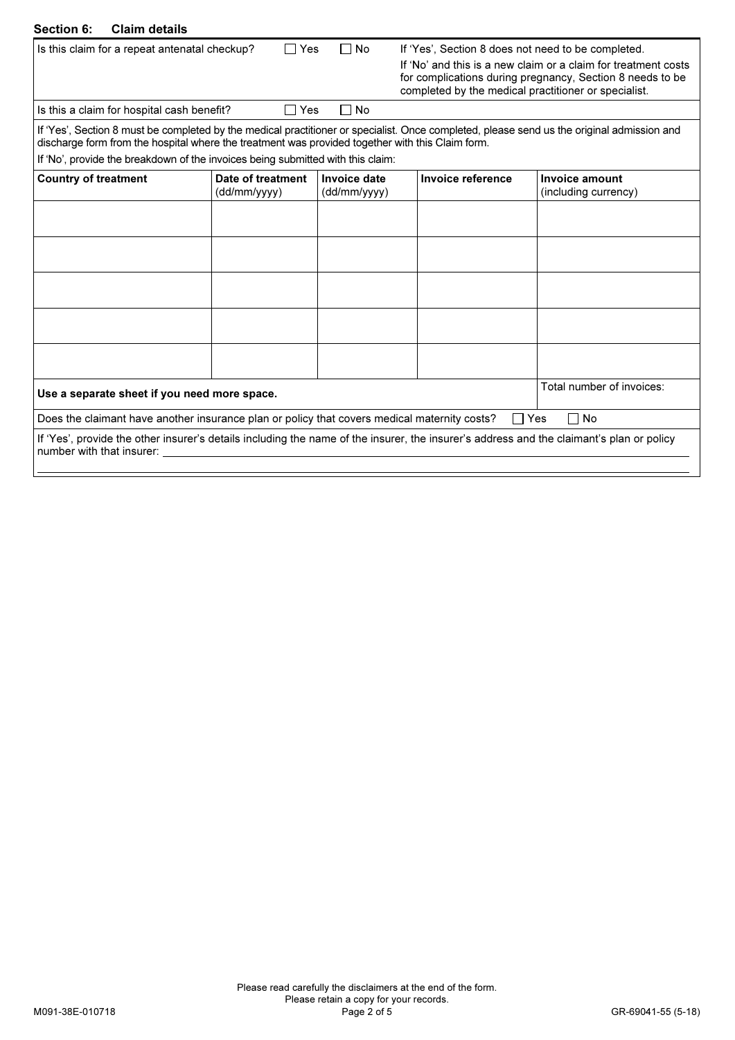## Section 6: Claim details

Is this claim for a repeat antenatal checkup? ☐ Yes ☐ No

If 'Yes', Section 8 does not need to be completed.

If 'No' and this is a new claim or a claim for treatment costs for complications during pregnancy, Section 8 needs to be completed by the medical practitioner or specialist.

Is this a claim for hospital cash benefit? ☐ Yes ☐ No

If 'Yes', Section 8 must be completed by the medical practitioner or specialist. Once completed, please send us the original admission and discharge form from the hospital where the treatment was provided together with this Claim form.

If 'No', provide the breakdown of the invoices being submitted with this claim:

| Country of treatment | Date of treatment (dd/mm/yyyy) | Invoice date (dd/mm/yyyy) | Invoice reference | Invoice amount (including currency) |
|---|---|---|---|---|
| | | | | |
| | | | | |
| | | | | |
| | | | | |
| | | | | |
| **Use a separate sheet if you need more space.** | | | | Total number of invoices: |

Does the claimant have another insurance plan or policy that covers medical maternity costs? ☐ Yes ☐ No

If 'Yes', provide the other insurer's details including the name of the insurer, the insurer's address and the claimant's plan or policy number with that insurer: ______________________________

______________________________

Please read carefully the disclaimers at the end of the form.
Please retain a copy for your records.

M091-38E-010718 GR-69041-55 (5-18)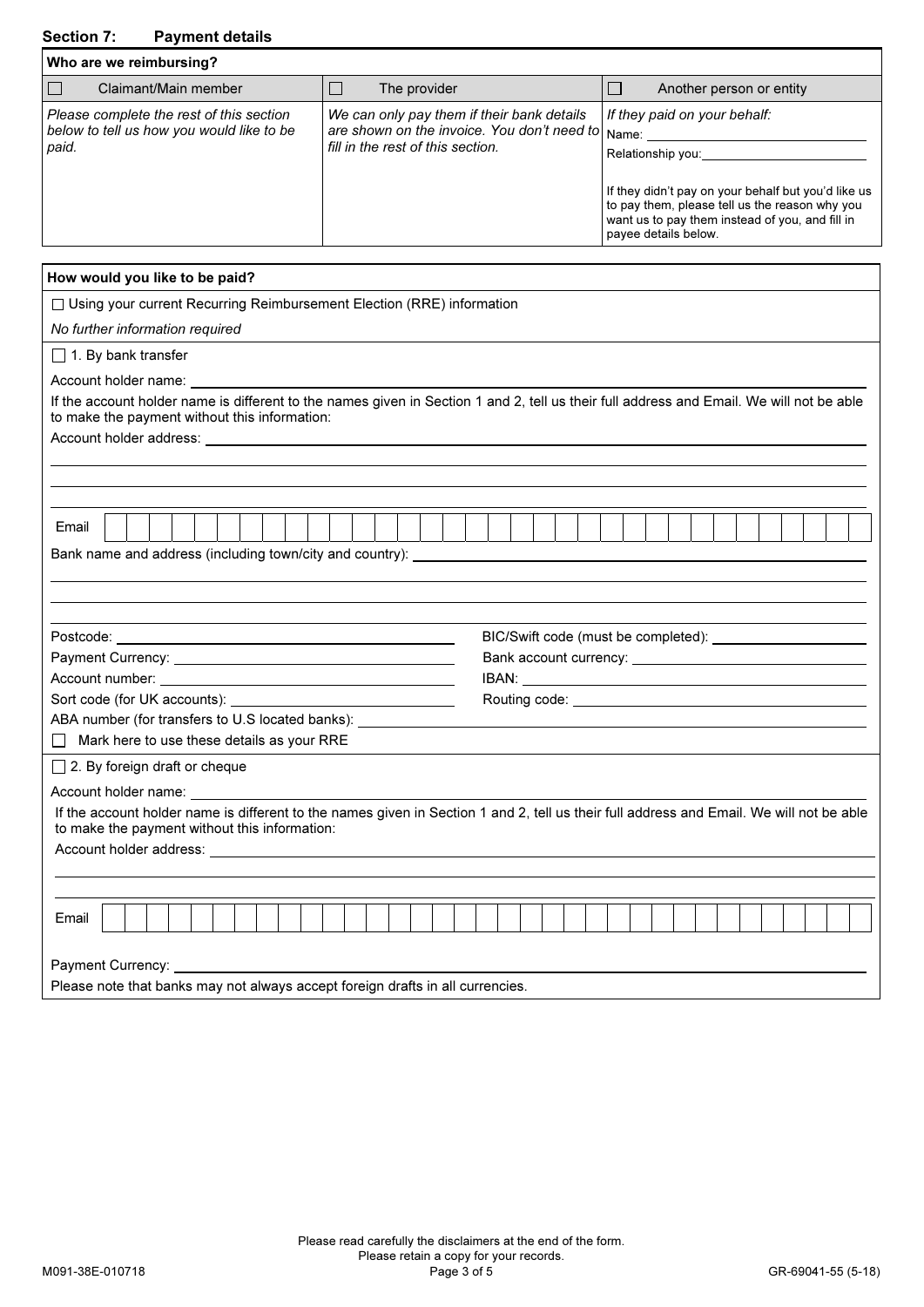## Section 7: Payment details

| Who are we reimbursing? | | |
|---|---|---|
| ☐ Claimant/Main member | ☐ The provider | ☐ Another person or entity |
| *Please complete the rest of this section below to tell us how you would like to be paid.* | *We can only pay them if their bank details are shown on the invoice. You don't need to fill in the rest of this section.* | *If they paid on your behalf:* Name: ____________ Relationship you: ____________ If they didn't pay on your behalf but you'd like us to pay them, please tell us the reason why you want us to pay them instead of you, and fill in payee details below. |

**How would you like to be paid?**

☐ Using your current Recurring Reimbursement Election (RRE) information

*No further information required*

☐ 1. By bank transfer

Account holder name: ____________

If the account holder name is different to the names given in Section 1 and 2, tell us their full address and Email. We will not be able to make the payment without this information:

Account holder address: ____________

Email ____________

Bank name and address (including town/city and country): ____________

Postcode: ____________

BIC/Swift code (must be completed): ____________

Payment Currency: ____________

Bank account currency: ____________

Account number: ____________

IBAN: ____________

Sort code (for UK accounts): ____________

Routing code: ____________

ABA number (for transfers to U.S located banks): ____________

☐ Mark here to use these details as your RRE

☐ 2. By foreign draft or cheque

Account holder name: ____________

If the account holder name is different to the names given in Section 1 and 2, tell us their full address and Email. We will not be able to make the payment without this information:

Account holder address: ____________

Email ____________

Payment Currency: ____________

Please note that banks may not always accept foreign drafts in all currencies.

Please read carefully the disclaimers at the end of the form.
Please retain a copy for your records.

M091-38E-010718 GR-69041-55 (5-18)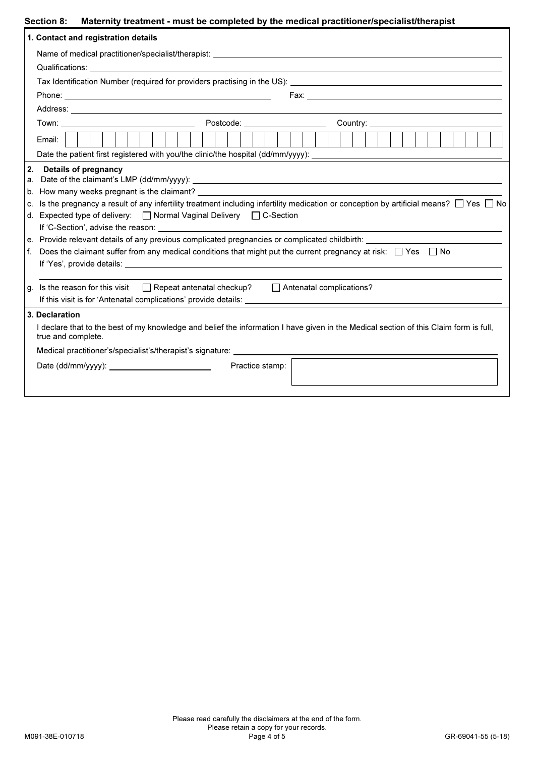## Section 8: Maternity treatment - must be completed by the medical practitioner/specialist/therapist

### 1. Contact and registration details

Name of medical practitioner/specialist/therapist: ____________________

Qualifications: ____________________

Tax Identification Number (required for providers practising in the US): ____________________

Phone: ____________________ Fax: ____________________

Address: ____________________

Town: ____________________ Postcode: ____________________ Country: ____________________

Email: ____________________

Date the patient first registered with you/the clinic/the hospital (dd/mm/yyyy): ____________________

### 2. Details of pregnancy

a. Date of the claimant's LMP (dd/mm/yyyy): ____________________

b. How many weeks pregnant is the claimant? ____________________

c. Is the pregnancy a result of any infertility treatment including infertility medication or conception by artificial means? ☐ Yes ☐ No

d. Expected type of delivery: ☐ Normal Vaginal Delivery ☐ C-Section

If 'C-Section', advise the reason: ____________________

e. Provide relevant details of any previous complicated pregnancies or complicated childbirth: ____________________

f. Does the claimant suffer from any medical conditions that might put the current pregnancy at risk: ☐ Yes ☐ No

If 'Yes', provide details: ____________________

g. Is the reason for this visit ☐ Repeat antenatal checkup? ☐ Antenatal complications?

If this visit is for 'Antenatal complications' provide details: ____________________

### 3. Declaration

I declare that to the best of my knowledge and belief the information I have given in the Medical section of this Claim form is full, true and complete.

Medical practitioner's/specialist's/therapist's signature: ____________________

Date (dd/mm/yyyy): ____________________ Practice stamp:

Please read carefully the disclaimers at the end of the form.
Please retain a copy for your records.

M091-38E-010718 GR-69041-55 (5-18)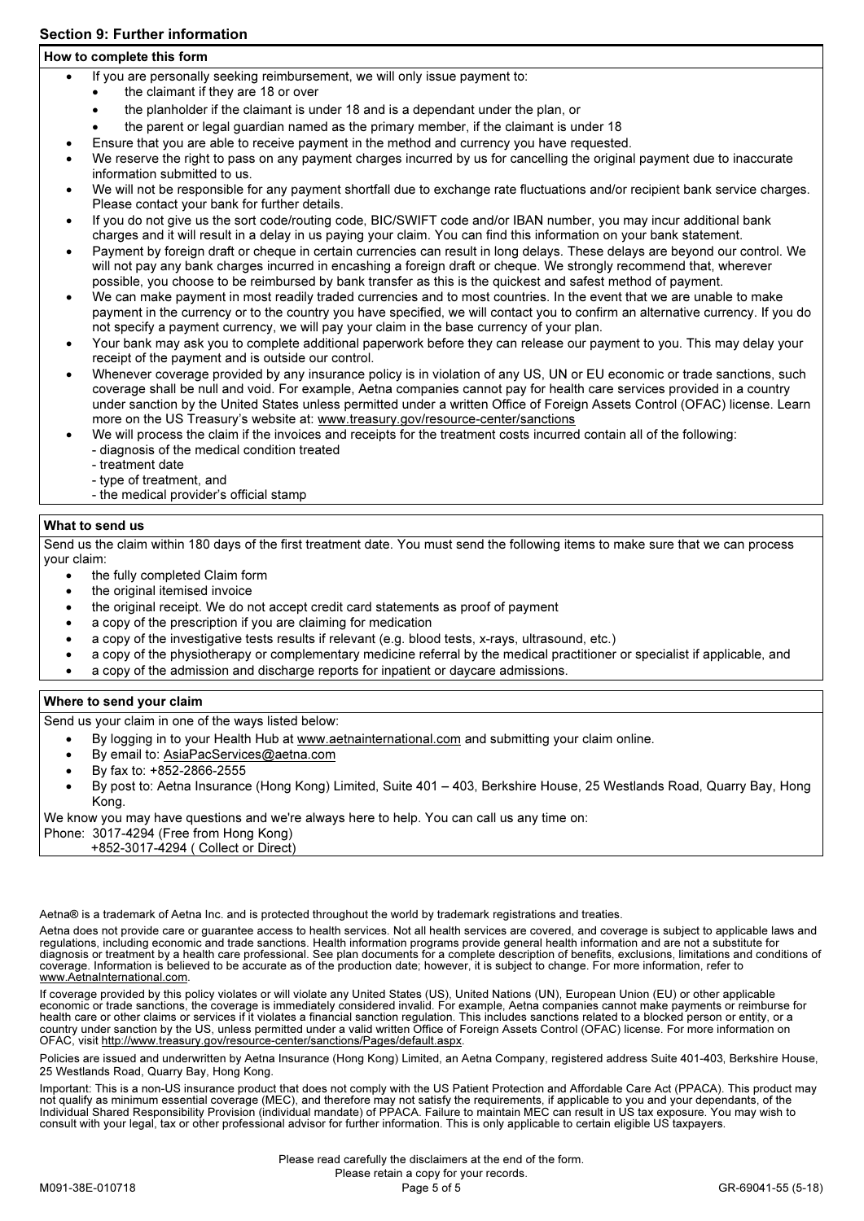## Section 9: Further information

### How to complete this form

- If you are personally seeking reimbursement, we will only issue payment to:
  - the claimant if they are 18 or over
  - the planholder if the claimant is under 18 and is a dependant under the plan, or
  - the parent or legal guardian named as the primary member, if the claimant is under 18
- Ensure that you are able to receive payment in the method and currency you have requested.
- We reserve the right to pass on any payment charges incurred by us for cancelling the original payment due to inaccurate information submitted to us.
- We will not be responsible for any payment shortfall due to exchange rate fluctuations and/or recipient bank service charges. Please contact your bank for further details.
- If you do not give us the sort code/routing code, BIC/SWIFT code and/or IBAN number, you may incur additional bank charges and it will result in a delay in us paying your claim. You can find this information on your bank statement.
- Payment by foreign draft or cheque in certain currencies can result in long delays. These delays are beyond our control. We will not pay any bank charges incurred in encashing a foreign draft or cheque. We strongly recommend that, wherever possible, you choose to be reimbursed by bank transfer as this is the quickest and safest method of payment.
- We can make payment in most readily traded currencies and to most countries. In the event that we are unable to make payment in the currency or to the country you have specified, we will contact you to confirm an alternative currency. If you do not specify a payment currency, we will pay your claim in the base currency of your plan.
- Your bank may ask you to complete additional paperwork before they can release our payment to you. This may delay your receipt of the payment and is outside our control.
- Whenever coverage provided by any insurance policy is in violation of any US, UN or EU economic or trade sanctions, such coverage shall be null and void. For example, Aetna companies cannot pay for health care services provided in a country under sanction by the United States unless permitted under a written Office of Foreign Assets Control (OFAC) license. Learn more on the US Treasury's website at: www.treasury.gov/resource-center/sanctions
- We will process the claim if the invoices and receipts for the treatment costs incurred contain all of the following:
  - diagnosis of the medical condition treated
  - treatment date
  - type of treatment, and
  - the medical provider's official stamp

### What to send us

Send us the claim within 180 days of the first treatment date. You must send the following items to make sure that we can process your claim:

- the fully completed Claim form
- the original itemised invoice
- the original receipt. We do not accept credit card statements as proof of payment
- a copy of the prescription if you are claiming for medication
- a copy of the investigative tests results if relevant (e.g. blood tests, x-rays, ultrasound, etc.)
- a copy of the physiotherapy or complementary medicine referral by the medical practitioner or specialist if applicable, and
- a copy of the admission and discharge reports for inpatient or daycare admissions.

### Where to send your claim

Send us your claim in one of the ways listed below:

- By logging in to your Health Hub at www.aetnainternational.com and submitting your claim online.
- By email to: AsiaPacServices@aetna.com
- By fax to: +852-2866-2555
- By post to: Aetna Insurance (Hong Kong) Limited, Suite 401 – 403, Berkshire House, 25 Westlands Road, Quarry Bay, Hong Kong.

We know you may have questions and we're always here to help. You can call us any time on:

Phone: 3017-4294 (Free from Hong Kong)
+852-3017-4294 ( Collect or Direct)

Aetna® is a trademark of Aetna Inc. and is protected throughout the world by trademark registrations and treaties.

Aetna does not provide care or guarantee access to health services. Not all health services are covered, and coverage is subject to applicable laws and regulations, including economic and trade sanctions. Health information programs provide general health information and are not a substitute for diagnosis or treatment by a health care professional. See plan documents for a complete description of benefits, exclusions, limitations and conditions of coverage. Information is believed to be accurate as of the production date; however, it is subject to change. For more information, refer to www.AetnaInternational.com.

If coverage provided by this policy violates or will violate any United States (US), United Nations (UN), European Union (EU) or other applicable economic or trade sanctions, the coverage is immediately considered invalid. For example, Aetna companies cannot make payments or reimburse for health care or other claims or services if it violates a financial sanction regulation. This includes sanctions related to a blocked person or entity, or a country under sanction by the US, unless permitted under a valid written Office of Foreign Assets Control (OFAC) license. For more information on OFAC, visit http://www.treasury.gov/resource-center/sanctions/Pages/default.aspx.

Policies are issued and underwritten by Aetna Insurance (Hong Kong) Limited, an Aetna Company, registered address Suite 401-403, Berkshire House, 25 Westlands Road, Quarry Bay, Hong Kong.

Important: This is a non-US insurance product that does not comply with the US Patient Protection and Affordable Care Act (PPACA). This product may not qualify as minimum essential coverage (MEC), and therefore may not satisfy the requirements, if applicable to you and your dependants, of the Individual Shared Responsibility Provision (individual mandate) of PPACA. Failure to maintain MEC can result in US tax exposure. You may wish to consult with your legal, tax or other professional advisor for further information. This is only applicable to certain eligible US taxpayers.

Please read carefully the disclaimers at the end of the form.
Please retain a copy for your records.

M091-38E-010718 GR-69041-55 (5-18)